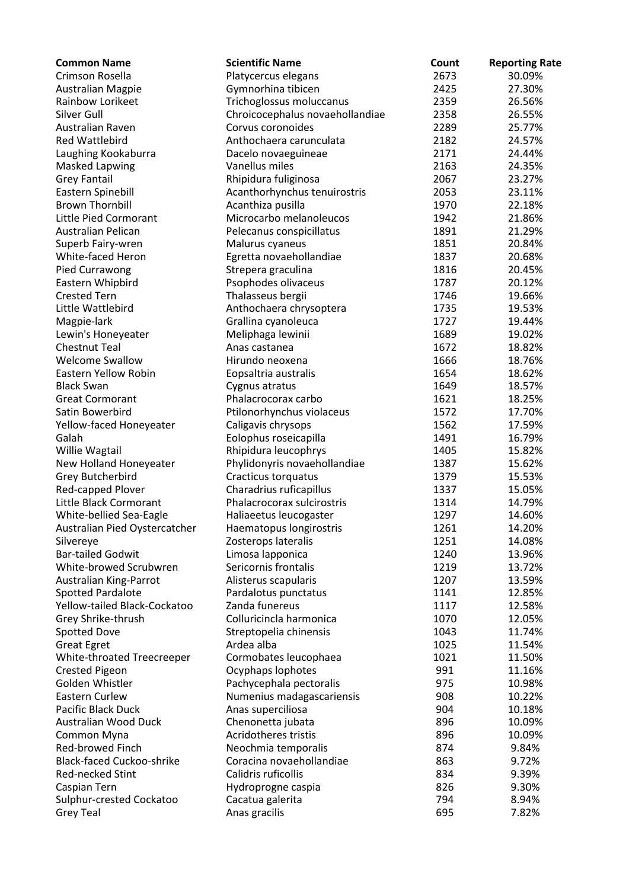| Common Name | Scientific Name | Count | Reporting Rate |
|---|---|---|---|
| Crimson Rosella | Platycercus elegans | 2673 | 30.09% |
| Australian Magpie | Gymnorhina tibicen | 2425 | 27.30% |
| Rainbow Lorikeet | Trichoglossus moluccanus | 2359 | 26.56% |
| Silver Gull | Chroicocephalus novaehollandiae | 2358 | 26.55% |
| Australian Raven | Corvus coronoides | 2289 | 25.77% |
| Red Wattlebird | Anthochaera carunculata | 2182 | 24.57% |
| Laughing Kookaburra | Dacelo novaeguineae | 2171 | 24.44% |
| Masked Lapwing | Vanellus miles | 2163 | 24.35% |
| Grey Fantail | Rhipidura fuliginosa | 2067 | 23.27% |
| Eastern Spinebill | Acanthorhynchus tenuirostris | 2053 | 23.11% |
| Brown Thornbill | Acanthiza pusilla | 1970 | 22.18% |
| Little Pied Cormorant | Microcarbo melanoleucos | 1942 | 21.86% |
| Australian Pelican | Pelecanus conspicillatus | 1891 | 21.29% |
| Superb Fairy-wren | Malurus cyaneus | 1851 | 20.84% |
| White-faced Heron | Egretta novaehollandiae | 1837 | 20.68% |
| Pied Currawong | Strepera graculina | 1816 | 20.45% |
| Eastern Whipbird | Psophodes olivaceus | 1787 | 20.12% |
| Crested Tern | Thalasseus bergii | 1746 | 19.66% |
| Little Wattlebird | Anthochaera chrysoptera | 1735 | 19.53% |
| Magpie-lark | Grallina cyanoleuca | 1727 | 19.44% |
| Lewin's Honeyeater | Meliphaga lewinii | 1689 | 19.02% |
| Chestnut Teal | Anas castanea | 1672 | 18.82% |
| Welcome Swallow | Hirundo neoxena | 1666 | 18.76% |
| Eastern Yellow Robin | Eopsaltria australis | 1654 | 18.62% |
| Black Swan | Cygnus atratus | 1649 | 18.57% |
| Great Cormorant | Phalacrocorax carbo | 1621 | 18.25% |
| Satin Bowerbird | Ptilonorhynchus violaceus | 1572 | 17.70% |
| Yellow-faced Honeyeater | Caligavis chrysops | 1562 | 17.59% |
| Galah | Eolophus roseicapilla | 1491 | 16.79% |
| Willie Wagtail | Rhipidura leucophrys | 1405 | 15.82% |
| New Holland Honeyeater | Phylidonyris novaehollandiae | 1387 | 15.62% |
| Grey Butcherbird | Cracticus torquatus | 1379 | 15.53% |
| Red-capped Plover | Charadrius ruficapillus | 1337 | 15.05% |
| Little Black Cormorant | Phalacrocorax sulcirostris | 1314 | 14.79% |
| White-bellied Sea-Eagle | Haliaeetus leucogaster | 1297 | 14.60% |
| Australian Pied Oystercatcher | Haematopus longirostris | 1261 | 14.20% |
| Silvereye | Zosterops lateralis | 1251 | 14.08% |
| Bar-tailed Godwit | Limosa lapponica | 1240 | 13.96% |
| White-browed Scrubwren | Sericornis frontalis | 1219 | 13.72% |
| Australian King-Parrot | Alisterus scapularis | 1207 | 13.59% |
| Spotted Pardalote | Pardalotus punctatus | 1141 | 12.85% |
| Yellow-tailed Black-Cockatoo | Zanda funereus | 1117 | 12.58% |
| Grey Shrike-thrush | Colluricincla harmonica | 1070 | 12.05% |
| Spotted Dove | Streptopelia chinensis | 1043 | 11.74% |
| Great Egret | Ardea alba | 1025 | 11.54% |
| White-throated Treecreeper | Cormobates leucophaea | 1021 | 11.50% |
| Crested Pigeon | Ocyphaps lophotes | 991 | 11.16% |
| Golden Whistler | Pachycephala pectoralis | 975 | 10.98% |
| Eastern Curlew | Numenius madagascariensis | 908 | 10.22% |
| Pacific Black Duck | Anas superciliosa | 904 | 10.18% |
| Australian Wood Duck | Chenonetta jubata | 896 | 10.09% |
| Common Myna | Acridotheres tristis | 896 | 10.09% |
| Red-browed Finch | Neochmia temporalis | 874 | 9.84% |
| Black-faced Cuckoo-shrike | Coracina novaehollandiae | 863 | 9.72% |
| Red-necked Stint | Calidris ruficollis | 834 | 9.39% |
| Caspian Tern | Hydroprogne caspia | 826 | 9.30% |
| Sulphur-crested Cockatoo | Cacatua galerita | 794 | 8.94% |
| Grey Teal | Anas gracilis | 695 | 7.82% |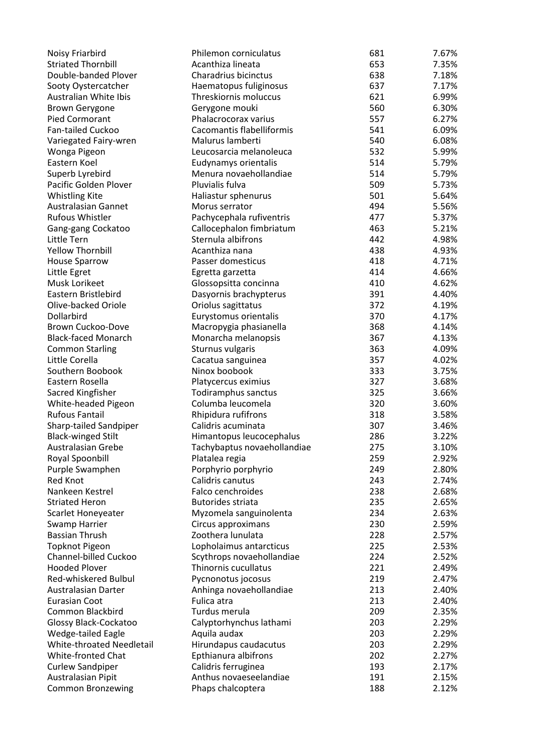| | | | |
|---|---|---|---|
| Noisy Friarbird | Philemon corniculatus | 681 | 7.67% |
| Striated Thornbill | Acanthiza lineata | 653 | 7.35% |
| Double-banded Plover | Charadrius bicinctus | 638 | 7.18% |
| Sooty Oystercatcher | Haematopus fuliginosus | 637 | 7.17% |
| Australian White Ibis | Threskiornis moluccus | 621 | 6.99% |
| Brown Gerygone | Gerygone mouki | 560 | 6.30% |
| Pied Cormorant | Phalacrocorax varius | 557 | 6.27% |
| Fan-tailed Cuckoo | Cacomantis flabelliformis | 541 | 6.09% |
| Variegated Fairy-wren | Malurus lamberti | 540 | 6.08% |
| Wonga Pigeon | Leucosarcia melanoleuca | 532 | 5.99% |
| Eastern Koel | Eudynamys orientalis | 514 | 5.79% |
| Superb Lyrebird | Menura novaehollandiae | 514 | 5.79% |
| Pacific Golden Plover | Pluvialis fulva | 509 | 5.73% |
| Whistling Kite | Haliastur sphenurus | 501 | 5.64% |
| Australasian Gannet | Morus serrator | 494 | 5.56% |
| Rufous Whistler | Pachycephala rufiventris | 477 | 5.37% |
| Gang-gang Cockatoo | Callocephalon fimbriatum | 463 | 5.21% |
| Little Tern | Sternula albifrons | 442 | 4.98% |
| Yellow Thornbill | Acanthiza nana | 438 | 4.93% |
| House Sparrow | Passer domesticus | 418 | 4.71% |
| Little Egret | Egretta garzetta | 414 | 4.66% |
| Musk Lorikeet | Glossopsitta concinna | 410 | 4.62% |
| Eastern Bristlebird | Dasyornis brachypterus | 391 | 4.40% |
| Olive-backed Oriole | Oriolus sagittatus | 372 | 4.19% |
| Dollarbird | Eurystomus orientalis | 370 | 4.17% |
| Brown Cuckoo-Dove | Macropygia phasianella | 368 | 4.14% |
| Black-faced Monarch | Monarcha melanopsis | 367 | 4.13% |
| Common Starling | Sturnus vulgaris | 363 | 4.09% |
| Little Corella | Cacatua sanguinea | 357 | 4.02% |
| Southern Boobook | Ninox boobook | 333 | 3.75% |
| Eastern Rosella | Platycercus eximius | 327 | 3.68% |
| Sacred Kingfisher | Todiramphus sanctus | 325 | 3.66% |
| White-headed Pigeon | Columba leucomela | 320 | 3.60% |
| Rufous Fantail | Rhipidura rufifrons | 318 | 3.58% |
| Sharp-tailed Sandpiper | Calidris acuminata | 307 | 3.46% |
| Black-winged Stilt | Himantopus leucocephalus | 286 | 3.22% |
| Australasian Grebe | Tachybaptus novaehollandiae | 275 | 3.10% |
| Royal Spoonbill | Platalea regia | 259 | 2.92% |
| Purple Swamphen | Porphyrio porphyrio | 249 | 2.80% |
| Red Knot | Calidris canutus | 243 | 2.74% |
| Nankeen Kestrel | Falco cenchroides | 238 | 2.68% |
| Striated Heron | Butorides striata | 235 | 2.65% |
| Scarlet Honeyeater | Myzomela sanguinolenta | 234 | 2.63% |
| Swamp Harrier | Circus approximans | 230 | 2.59% |
| Bassian Thrush | Zoothera lunulata | 228 | 2.57% |
| Topknot Pigeon | Lopholaimus antarcticus | 225 | 2.53% |
| Channel-billed Cuckoo | Scythrops novaehollandiae | 224 | 2.52% |
| Hooded Plover | Thinornis cucullatus | 221 | 2.49% |
| Red-whiskered Bulbul | Pycnonotus jocosus | 219 | 2.47% |
| Australasian Darter | Anhinga novaehollandiae | 213 | 2.40% |
| Eurasian Coot | Fulica atra | 213 | 2.40% |
| Common Blackbird | Turdus merula | 209 | 2.35% |
| Glossy Black-Cockatoo | Calyptorhynchus lathami | 203 | 2.29% |
| Wedge-tailed Eagle | Aquila audax | 203 | 2.29% |
| White-throated Needletail | Hirundapus caudacutus | 203 | 2.29% |
| White-fronted Chat | Epthianura albifrons | 202 | 2.27% |
| Curlew Sandpiper | Calidris ferruginea | 193 | 2.17% |
| Australasian Pipit | Anthus novaeseelandiae | 191 | 2.15% |
| Common Bronzewing | Phaps chalcoptera | 188 | 2.12% |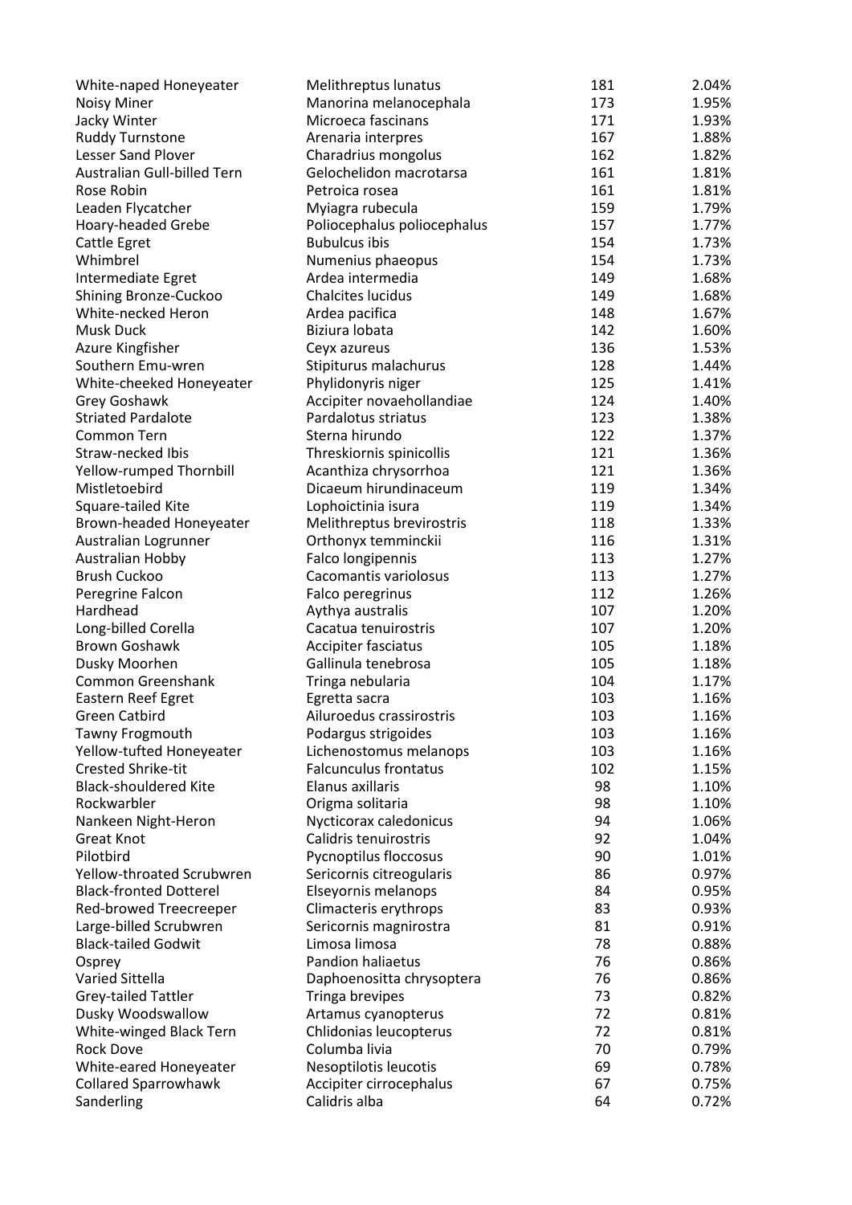| | | | |
|---|---|---|---|
| White-naped Honeyeater | Melithreptus lunatus | 181 | 2.04% |
| Noisy Miner | Manorina melanocephala | 173 | 1.95% |
| Jacky Winter | Microeca fascinans | 171 | 1.93% |
| Ruddy Turnstone | Arenaria interpres | 167 | 1.88% |
| Lesser Sand Plover | Charadrius mongolus | 162 | 1.82% |
| Australian Gull-billed Tern | Gelochelidon macrotarsa | 161 | 1.81% |
| Rose Robin | Petroica rosea | 161 | 1.81% |
| Leaden Flycatcher | Myiagra rubecula | 159 | 1.79% |
| Hoary-headed Grebe | Poliocephalus poliocephalus | 157 | 1.77% |
| Cattle Egret | Bubulcus ibis | 154 | 1.73% |
| Whimbrel | Numenius phaeopus | 154 | 1.73% |
| Intermediate Egret | Ardea intermedia | 149 | 1.68% |
| Shining Bronze-Cuckoo | Chalcites lucidus | 149 | 1.68% |
| White-necked Heron | Ardea pacifica | 148 | 1.67% |
| Musk Duck | Biziura lobata | 142 | 1.60% |
| Azure Kingfisher | Ceyx azureus | 136 | 1.53% |
| Southern Emu-wren | Stipiturus malachurus | 128 | 1.44% |
| White-cheeked Honeyeater | Phylidonyris niger | 125 | 1.41% |
| Grey Goshawk | Accipiter novaehollandiae | 124 | 1.40% |
| Striated Pardalote | Pardalotus striatus | 123 | 1.38% |
| Common Tern | Sterna hirundo | 122 | 1.37% |
| Straw-necked Ibis | Threskiornis spinicollis | 121 | 1.36% |
| Yellow-rumped Thornbill | Acanthiza chrysorrhoa | 121 | 1.36% |
| Mistletoebird | Dicaeum hirundinaceum | 119 | 1.34% |
| Square-tailed Kite | Lophoictinia isura | 119 | 1.34% |
| Brown-headed Honeyeater | Melithreptus brevirostris | 118 | 1.33% |
| Australian Logrunner | Orthonyx temminckii | 116 | 1.31% |
| Australian Hobby | Falco longipennis | 113 | 1.27% |
| Brush Cuckoo | Cacomantis variolosus | 113 | 1.27% |
| Peregrine Falcon | Falco peregrinus | 112 | 1.26% |
| Hardhead | Aythya australis | 107 | 1.20% |
| Long-billed Corella | Cacatua tenuirostris | 107 | 1.20% |
| Brown Goshawk | Accipiter fasciatus | 105 | 1.18% |
| Dusky Moorhen | Gallinula tenebrosa | 105 | 1.18% |
| Common Greenshank | Tringa nebularia | 104 | 1.17% |
| Eastern Reef Egret | Egretta sacra | 103 | 1.16% |
| Green Catbird | Ailuroedus crassirostris | 103 | 1.16% |
| Tawny Frogmouth | Podargus strigoides | 103 | 1.16% |
| Yellow-tufted Honeyeater | Lichenostomus melanops | 103 | 1.16% |
| Crested Shrike-tit | Falcunculus frontatus | 102 | 1.15% |
| Black-shouldered Kite | Elanus axillaris | 98 | 1.10% |
| Rockwarbler | Origma solitaria | 98 | 1.10% |
| Nankeen Night-Heron | Nycticorax caledonicus | 94 | 1.06% |
| Great Knot | Calidris tenuirostris | 92 | 1.04% |
| Pilotbird | Pycnoptilus floccosus | 90 | 1.01% |
| Yellow-throated Scrubwren | Sericornis citreogularis | 86 | 0.97% |
| Black-fronted Dotterel | Elseyornis melanops | 84 | 0.95% |
| Red-browed Treecreeper | Climacteris erythrops | 83 | 0.93% |
| Large-billed Scrubwren | Sericornis magnirostra | 81 | 0.91% |
| Black-tailed Godwit | Limosa limosa | 78 | 0.88% |
| Osprey | Pandion haliaetus | 76 | 0.86% |
| Varied Sittella | Daphoenositta chrysoptera | 76 | 0.86% |
| Grey-tailed Tattler | Tringa brevipes | 73 | 0.82% |
| Dusky Woodswallow | Artamus cyanopterus | 72 | 0.81% |
| White-winged Black Tern | Chlidonias leucopterus | 72 | 0.81% |
| Rock Dove | Columba livia | 70 | 0.79% |
| White-eared Honeyeater | Nesoptilotis leucotis | 69 | 0.78% |
| Collared Sparrowhawk | Accipiter cirrocephalus | 67 | 0.75% |
| Sanderling | Calidris alba | 64 | 0.72% |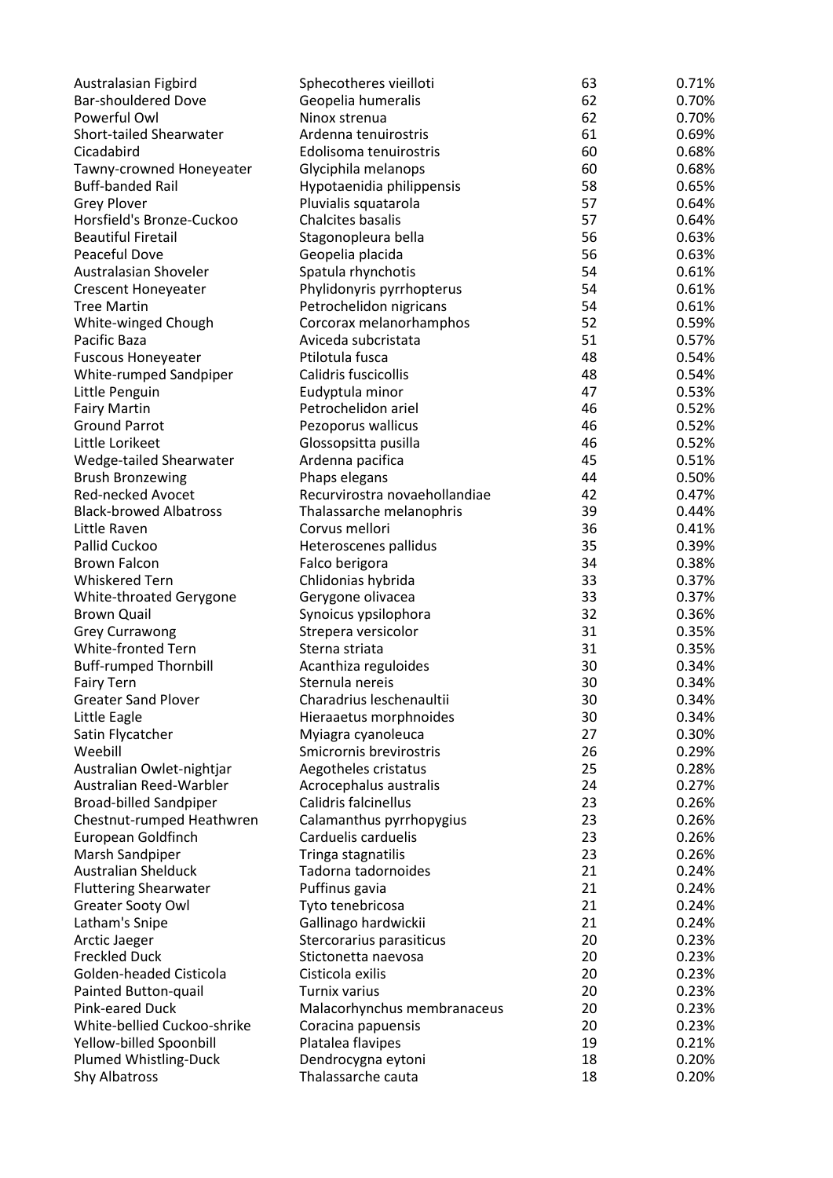| | | | |
|---|---|---|---|
| Australasian Figbird | Sphecotheres vieilloti | 63 | 0.71% |
| Bar-shouldered Dove | Geopelia humeralis | 62 | 0.70% |
| Powerful Owl | Ninox strenua | 62 | 0.70% |
| Short-tailed Shearwater | Ardenna tenuirostris | 61 | 0.69% |
| Cicadabird | Edolisoma tenuirostris | 60 | 0.68% |
| Tawny-crowned Honeyeater | Glyciphila melanops | 60 | 0.68% |
| Buff-banded Rail | Hypotaenidia philippensis | 58 | 0.65% |
| Grey Plover | Pluvialis squatarola | 57 | 0.64% |
| Horsfield's Bronze-Cuckoo | Chalcites basalis | 57 | 0.64% |
| Beautiful Firetail | Stagonopleura bella | 56 | 0.63% |
| Peaceful Dove | Geopelia placida | 56 | 0.63% |
| Australasian Shoveler | Spatula rhynchotis | 54 | 0.61% |
| Crescent Honeyeater | Phylidonyris pyrrhopterus | 54 | 0.61% |
| Tree Martin | Petrochelidon nigricans | 54 | 0.61% |
| White-winged Chough | Corcorax melanorhamphos | 52 | 0.59% |
| Pacific Baza | Aviceda subcristata | 51 | 0.57% |
| Fuscous Honeyeater | Ptilotula fusca | 48 | 0.54% |
| White-rumped Sandpiper | Calidris fuscicollis | 48 | 0.54% |
| Little Penguin | Eudyptula minor | 47 | 0.53% |
| Fairy Martin | Petrochelidon ariel | 46 | 0.52% |
| Ground Parrot | Pezoporus wallicus | 46 | 0.52% |
| Little Lorikeet | Glossopsitta pusilla | 46 | 0.52% |
| Wedge-tailed Shearwater | Ardenna pacifica | 45 | 0.51% |
| Brush Bronzewing | Phaps elegans | 44 | 0.50% |
| Red-necked Avocet | Recurvirostra novaehollandiae | 42 | 0.47% |
| Black-browed Albatross | Thalassarche melanophris | 39 | 0.44% |
| Little Raven | Corvus mellori | 36 | 0.41% |
| Pallid Cuckoo | Heteroscenes pallidus | 35 | 0.39% |
| Brown Falcon | Falco berigora | 34 | 0.38% |
| Whiskered Tern | Chlidonias hybrida | 33 | 0.37% |
| White-throated Gerygone | Gerygone olivacea | 33 | 0.37% |
| Brown Quail | Synoicus ypsilophora | 32 | 0.36% |
| Grey Currawong | Strepera versicolor | 31 | 0.35% |
| White-fronted Tern | Sterna striata | 31 | 0.35% |
| Buff-rumped Thornbill | Acanthiza reguloides | 30 | 0.34% |
| Fairy Tern | Sternula nereis | 30 | 0.34% |
| Greater Sand Plover | Charadrius leschenaultii | 30 | 0.34% |
| Little Eagle | Hieraaetus morphnoides | 30 | 0.34% |
| Satin Flycatcher | Myiagra cyanoleuca | 27 | 0.30% |
| Weebill | Smicrornis brevirostris | 26 | 0.29% |
| Australian Owlet-nightjar | Aegotheles cristatus | 25 | 0.28% |
| Australian Reed-Warbler | Acrocephalus australis | 24 | 0.27% |
| Broad-billed Sandpiper | Calidris falcinellus | 23 | 0.26% |
| Chestnut-rumped Heathwren | Calamanthus pyrrhopygius | 23 | 0.26% |
| European Goldfinch | Carduelis carduelis | 23 | 0.26% |
| Marsh Sandpiper | Tringa stagnatilis | 23 | 0.26% |
| Australian Shelduck | Tadorna tadornoides | 21 | 0.24% |
| Fluttering Shearwater | Puffinus gavia | 21 | 0.24% |
| Greater Sooty Owl | Tyto tenebricosa | 21 | 0.24% |
| Latham's Snipe | Gallinago hardwickii | 21 | 0.24% |
| Arctic Jaeger | Stercorarius parasiticus | 20 | 0.23% |
| Freckled Duck | Stictonetta naevosa | 20 | 0.23% |
| Golden-headed Cisticola | Cisticola exilis | 20 | 0.23% |
| Painted Button-quail | Turnix varius | 20 | 0.23% |
| Pink-eared Duck | Malacorhynchus membranaceus | 20 | 0.23% |
| White-bellied Cuckoo-shrike | Coracina papuensis | 20 | 0.23% |
| Yellow-billed Spoonbill | Platalea flavipes | 19 | 0.21% |
| Plumed Whistling-Duck | Dendrocygna eytoni | 18 | 0.20% |
| Shy Albatross | Thalassarche cauta | 18 | 0.20% |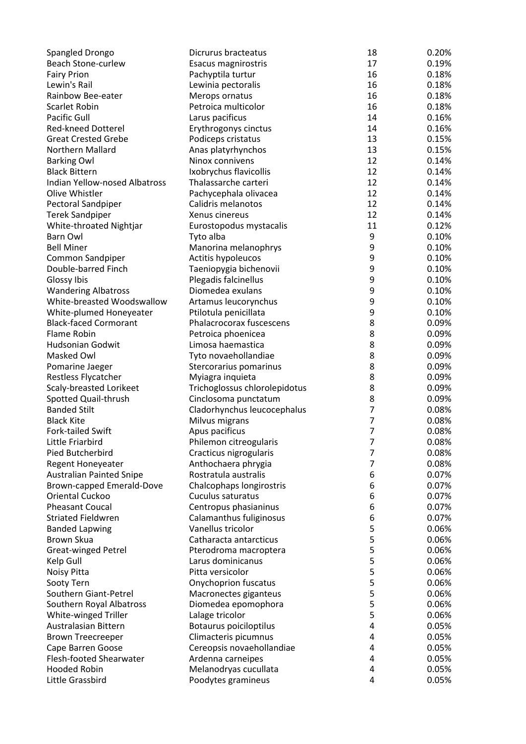| | | | |
|---|---|---|---|
| Spangled Drongo | Dicrurus bracteatus | 18 | 0.20% |
| Beach Stone-curlew | Esacus magnirostris | 17 | 0.19% |
| Fairy Prion | Pachyptila turtur | 16 | 0.18% |
| Lewin's Rail | Lewinia pectoralis | 16 | 0.18% |
| Rainbow Bee-eater | Merops ornatus | 16 | 0.18% |
| Scarlet Robin | Petroica multicolor | 16 | 0.18% |
| Pacific Gull | Larus pacificus | 14 | 0.16% |
| Red-kneed Dotterel | Erythrogonys cinctus | 14 | 0.16% |
| Great Crested Grebe | Podiceps cristatus | 13 | 0.15% |
| Northern Mallard | Anas platyrhynchos | 13 | 0.15% |
| Barking Owl | Ninox connivens | 12 | 0.14% |
| Black Bittern | Ixobrychus flavicollis | 12 | 0.14% |
| Indian Yellow-nosed Albatross | Thalassarche carteri | 12 | 0.14% |
| Olive Whistler | Pachycephala olivacea | 12 | 0.14% |
| Pectoral Sandpiper | Calidris melanotos | 12 | 0.14% |
| Terek Sandpiper | Xenus cinereus | 12 | 0.14% |
| White-throated Nightjar | Eurostopodus mystacalis | 11 | 0.12% |
| Barn Owl | Tyto alba | 9 | 0.10% |
| Bell Miner | Manorina melanophrys | 9 | 0.10% |
| Common Sandpiper | Actitis hypoleucos | 9 | 0.10% |
| Double-barred Finch | Taeniopygia bichenovii | 9 | 0.10% |
| Glossy Ibis | Plegadis falcinellus | 9 | 0.10% |
| Wandering Albatross | Diomedea exulans | 9 | 0.10% |
| White-breasted Woodswallow | Artamus leucorynchus | 9 | 0.10% |
| White-plumed Honeyeater | Ptilotula penicillata | 9 | 0.10% |
| Black-faced Cormorant | Phalacrocorax fuscescens | 8 | 0.09% |
| Flame Robin | Petroica phoenicea | 8 | 0.09% |
| Hudsonian Godwit | Limosa haemastica | 8 | 0.09% |
| Masked Owl | Tyto novaehollandiae | 8 | 0.09% |
| Pomarine Jaeger | Stercorarius pomarinus | 8 | 0.09% |
| Restless Flycatcher | Myiagra inquieta | 8 | 0.09% |
| Scaly-breasted Lorikeet | Trichoglossus chlorolepidotus | 8 | 0.09% |
| Spotted Quail-thrush | Cinclosoma punctatum | 8 | 0.09% |
| Banded Stilt | Cladorhynchus leucocephalus | 7 | 0.08% |
| Black Kite | Milvus migrans | 7 | 0.08% |
| Fork-tailed Swift | Apus pacificus | 7 | 0.08% |
| Little Friarbird | Philemon citreogularis | 7 | 0.08% |
| Pied Butcherbird | Cracticus nigrogularis | 7 | 0.08% |
| Regent Honeyeater | Anthochaera phrygia | 7 | 0.08% |
| Australian Painted Snipe | Rostratula australis | 6 | 0.07% |
| Brown-capped Emerald-Dove | Chalcophaps longirostris | 6 | 0.07% |
| Oriental Cuckoo | Cuculus saturatus | 6 | 0.07% |
| Pheasant Coucal | Centropus phasianinus | 6 | 0.07% |
| Striated Fieldwren | Calamanthus fuliginosus | 6 | 0.07% |
| Banded Lapwing | Vanellus tricolor | 5 | 0.06% |
| Brown Skua | Catharacta antarcticus | 5 | 0.06% |
| Great-winged Petrel | Pterodroma macroptera | 5 | 0.06% |
| Kelp Gull | Larus dominicanus | 5 | 0.06% |
| Noisy Pitta | Pitta versicolor | 5 | 0.06% |
| Sooty Tern | Onychoprion fuscatus | 5 | 0.06% |
| Southern Giant-Petrel | Macronectes giganteus | 5 | 0.06% |
| Southern Royal Albatross | Diomedea epomophora | 5 | 0.06% |
| White-winged Triller | Lalage tricolor | 5 | 0.06% |
| Australasian Bittern | Botaurus poiciloptilus | 4 | 0.05% |
| Brown Treecreeper | Climacteris picumnus | 4 | 0.05% |
| Cape Barren Goose | Cereopsis novaehollandiae | 4 | 0.05% |
| Flesh-footed Shearwater | Ardenna carneipes | 4 | 0.05% |
| Hooded Robin | Melanodryas cucullata | 4 | 0.05% |
| Little Grassbird | Poodytes gramineus | 4 | 0.05% |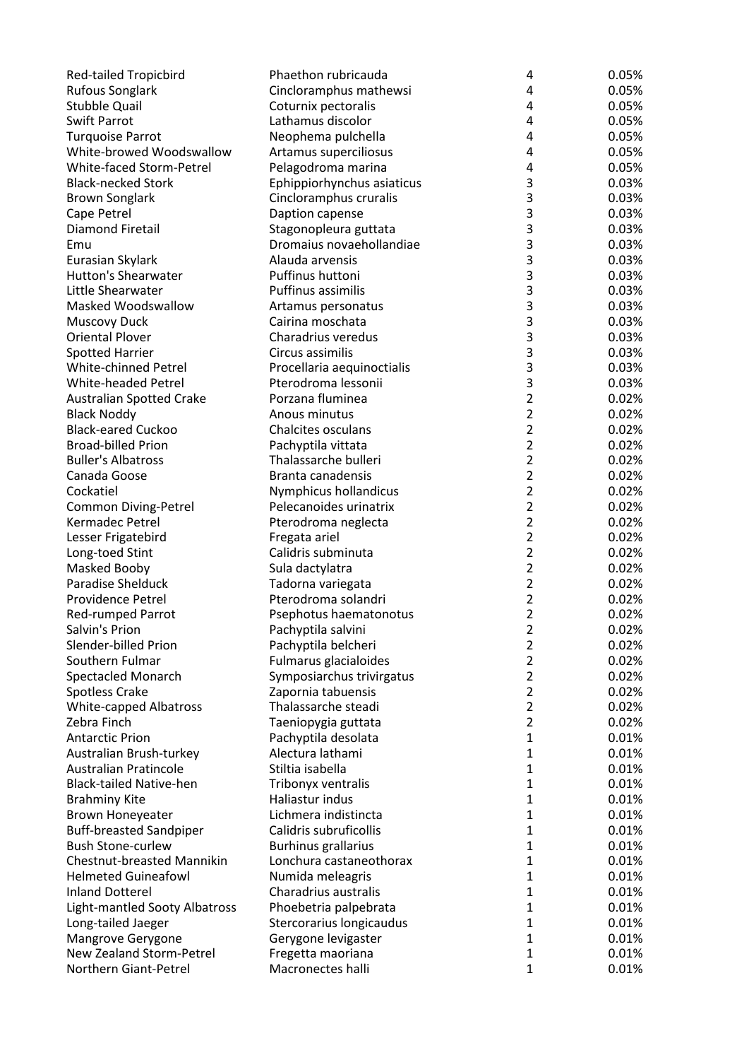| | | | |
|---|---|---|---|
| Red-tailed Tropicbird | Phaethon rubricauda | 4 | 0.05% |
| Rufous Songlark | Cincloramphus mathewsi | 4 | 0.05% |
| Stubble Quail | Coturnix pectoralis | 4 | 0.05% |
| Swift Parrot | Lathamus discolor | 4 | 0.05% |
| Turquoise Parrot | Neophema pulchella | 4 | 0.05% |
| White-browed Woodswallow | Artamus superciliosus | 4 | 0.05% |
| White-faced Storm-Petrel | Pelagodroma marina | 4 | 0.05% |
| Black-necked Stork | Ephippiorhynchus asiaticus | 3 | 0.03% |
| Brown Songlark | Cincloramphus cruralis | 3 | 0.03% |
| Cape Petrel | Daption capense | 3 | 0.03% |
| Diamond Firetail | Stagonopleura guttata | 3 | 0.03% |
| Emu | Dromaius novaehollandiae | 3 | 0.03% |
| Eurasian Skylark | Alauda arvensis | 3 | 0.03% |
| Hutton's Shearwater | Puffinus huttoni | 3 | 0.03% |
| Little Shearwater | Puffinus assimilis | 3 | 0.03% |
| Masked Woodswallow | Artamus personatus | 3 | 0.03% |
| Muscovy Duck | Cairina moschata | 3 | 0.03% |
| Oriental Plover | Charadrius veredus | 3 | 0.03% |
| Spotted Harrier | Circus assimilis | 3 | 0.03% |
| White-chinned Petrel | Procellaria aequinoctialis | 3 | 0.03% |
| White-headed Petrel | Pterodroma lessonii | 3 | 0.03% |
| Australian Spotted Crake | Porzana fluminea | 2 | 0.02% |
| Black Noddy | Anous minutus | 2 | 0.02% |
| Black-eared Cuckoo | Chalcites osculans | 2 | 0.02% |
| Broad-billed Prion | Pachyptila vittata | 2 | 0.02% |
| Buller's Albatross | Thalassarche bulleri | 2 | 0.02% |
| Canada Goose | Branta canadensis | 2 | 0.02% |
| Cockatiel | Nymphicus hollandicus | 2 | 0.02% |
| Common Diving-Petrel | Pelecanoides urinatrix | 2 | 0.02% |
| Kermadec Petrel | Pterodroma neglecta | 2 | 0.02% |
| Lesser Frigatebird | Fregata ariel | 2 | 0.02% |
| Long-toed Stint | Calidris subminuta | 2 | 0.02% |
| Masked Booby | Sula dactylatra | 2 | 0.02% |
| Paradise Shelduck | Tadorna variegata | 2 | 0.02% |
| Providence Petrel | Pterodroma solandri | 2 | 0.02% |
| Red-rumped Parrot | Psephotus haematonotus | 2 | 0.02% |
| Salvin's Prion | Pachyptila salvini | 2 | 0.02% |
| Slender-billed Prion | Pachyptila belcheri | 2 | 0.02% |
| Southern Fulmar | Fulmarus glacialoides | 2 | 0.02% |
| Spectacled Monarch | Symposiarchus trivirgatus | 2 | 0.02% |
| Spotless Crake | Zapornia tabuensis | 2 | 0.02% |
| White-capped Albatross | Thalassarche steadi | 2 | 0.02% |
| Zebra Finch | Taeniopygia guttata | 2 | 0.02% |
| Antarctic Prion | Pachyptila desolata | 1 | 0.01% |
| Australian Brush-turkey | Alectura lathami | 1 | 0.01% |
| Australian Pratincole | Stiltia isabella | 1 | 0.01% |
| Black-tailed Native-hen | Tribonyx ventralis | 1 | 0.01% |
| Brahminy Kite | Haliastur indus | 1 | 0.01% |
| Brown Honeyeater | Lichmera indistincta | 1 | 0.01% |
| Buff-breasted Sandpiper | Calidris subruficollis | 1 | 0.01% |
| Bush Stone-curlew | Burhinus grallarius | 1 | 0.01% |
| Chestnut-breasted Mannikin | Lonchura castaneothorax | 1 | 0.01% |
| Helmeted Guineafowl | Numida meleagris | 1 | 0.01% |
| Inland Dotterel | Charadrius australis | 1 | 0.01% |
| Light-mantled Sooty Albatross | Phoebetria palpebrata | 1 | 0.01% |
| Long-tailed Jaeger | Stercorarius longicaudus | 1 | 0.01% |
| Mangrove Gerygone | Gerygone levigaster | 1 | 0.01% |
| New Zealand Storm-Petrel | Fregetta maoriana | 1 | 0.01% |
| Northern Giant-Petrel | Macronectes halli | 1 | 0.01% |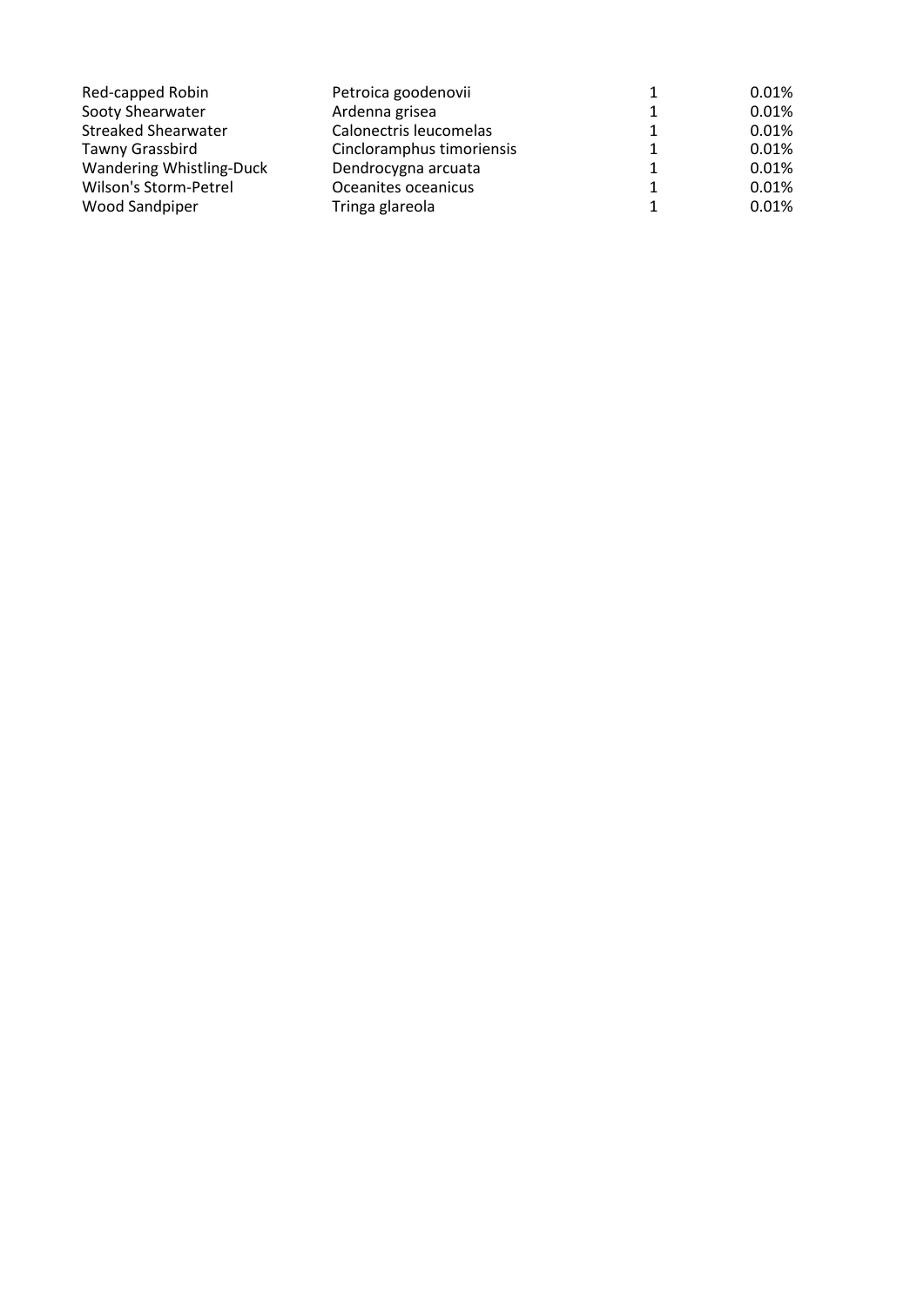| | | | |
|---|---|---|---|
| Red-capped Robin | Petroica goodenovii | 1 | 0.01% |
| Sooty Shearwater | Ardenna grisea | 1 | 0.01% |
| Streaked Shearwater | Calonectris leucomelas | 1 | 0.01% |
| Tawny Grassbird | Cincloramphus timoriensis | 1 | 0.01% |
| Wandering Whistling-Duck | Dendrocygna arcuata | 1 | 0.01% |
| Wilson's Storm-Petrel | Oceanites oceanicus | 1 | 0.01% |
| Wood Sandpiper | Tringa glareola | 1 | 0.01% |